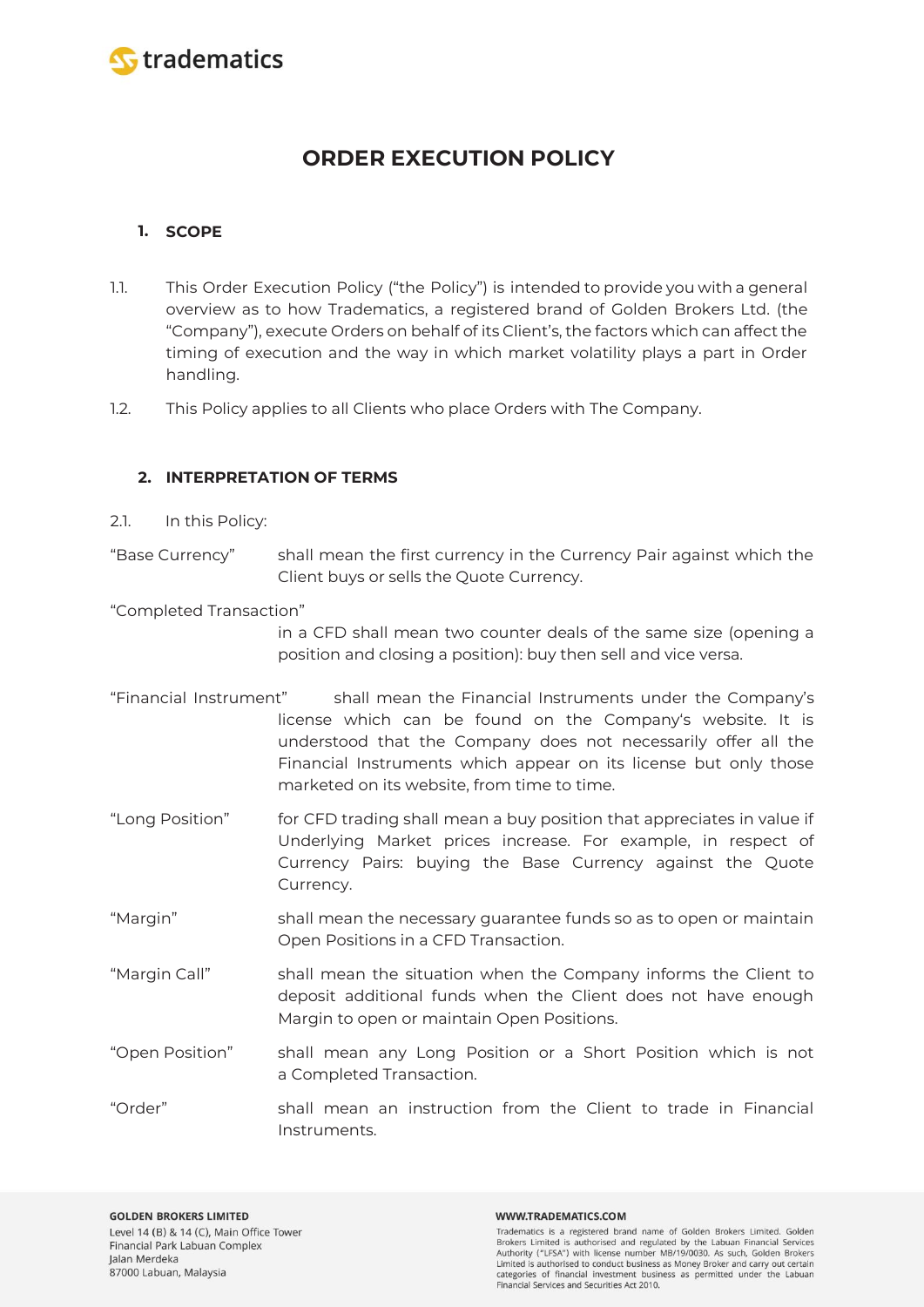# ORDER EXECUTION POLICY

## 1. SCOPE

1.1. This Order Execution Policy ("the Policy") is intended to provide you with a general overview as to how Tradematics, a registered brand of Golden Brokers Ltd. (the "Company"), execute Orders on behalf of its Client's, the factors which can affect the timing of execution and the way in which market volatility plays a part in Order handling.

1.2. This Policy applies to all Clients who place Orders with The Company.

## 2. INTERPRETATION OF TERMS

2.1. In this Policy:

"Base Currency" shall mean the first currency in the Currency Pair against which the Client buys or sells the Quote Currency.

"Completed Transaction" in a CFD shall mean two counter deals of the same size (opening a position and closing a position): buy then sell and vice versa.

"Financial Instrument" shall mean the Financial Instruments under the Company's license which can be found on the Company's website. It is understood that the Company does not necessarily offer all the Financial Instruments which appear on its license but only those marketed on its website, from time to time.

"Long Position" for CFD trading shall mean a buy position that appreciates in value if Underlying Market prices increase. For example, in respect of Currency Pairs: buying the Base Currency against the Quote Currency.

"Margin" shall mean the necessary guarantee funds so as to open or maintain Open Positions in a CFD Transaction.

"Margin Call" shall mean the situation when the Company informs the Client to deposit additional funds when the Client does not have enough Margin to open or maintain Open Positions.

"Open Position" shall mean any Long Position or a Short Position which is not a Completed Transaction.

"Order" shall mean an instruction from the Client to trade in Financial Instruments.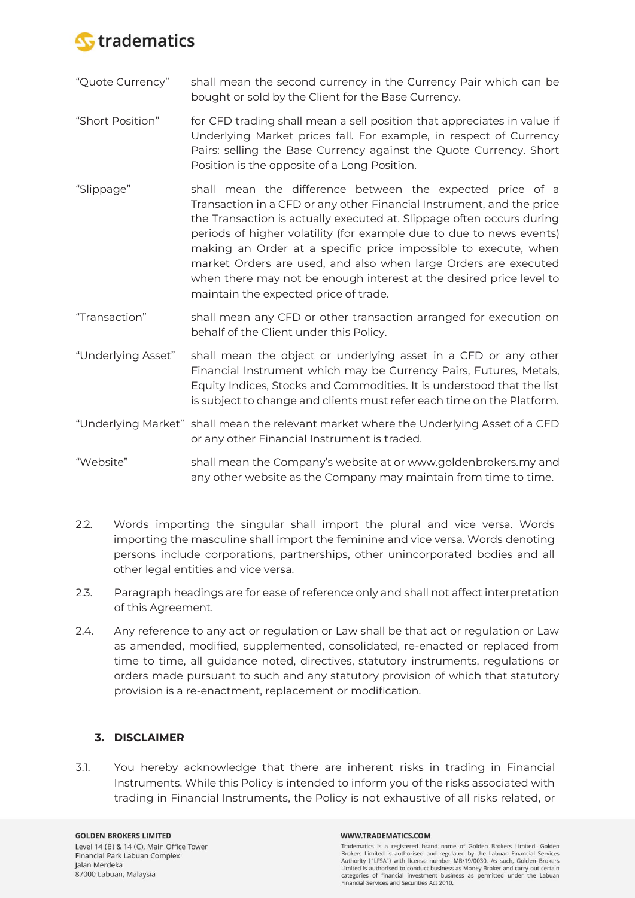"Quote Currency" shall mean the second currency in the Currency Pair which can be bought or sold by the Client for the Base Currency.

"Short Position" for CFD trading shall mean a sell position that appreciates in value if Underlying Market prices fall. For example, in respect of Currency Pairs: selling the Base Currency against the Quote Currency. Short Position is the opposite of a Long Position.

"Slippage" shall mean the difference between the expected price of a Transaction in a CFD or any other Financial Instrument, and the price the Transaction is actually executed at. Slippage often occurs during periods of higher volatility (for example due to due to news events) making an Order at a specific price impossible to execute, when market Orders are used, and also when large Orders are executed when there may not be enough interest at the desired price level to maintain the expected price of trade.

"Transaction" shall mean any CFD or other transaction arranged for execution on behalf of the Client under this Policy.

"Underlying Asset" shall mean the object or underlying asset in a CFD or any other Financial Instrument which may be Currency Pairs, Futures, Metals, Equity Indices, Stocks and Commodities. It is understood that the list is subject to change and clients must refer each time on the Platform.

"Underlying Market" shall mean the relevant market where the Underlying Asset of a CFD or any other Financial Instrument is traded.

"Website" shall mean the Company's website at or www.goldenbrokers.my and any other website as the Company may maintain from time to time.

2.2. Words importing the singular shall import the plural and vice versa. Words importing the masculine shall import the feminine and vice versa. Words denoting persons include corporations, partnerships, other unincorporated bodies and all other legal entities and vice versa.

2.3. Paragraph headings are for ease of reference only and shall not affect interpretation of this Agreement.

2.4. Any reference to any act or regulation or Law shall be that act or regulation or Law as amended, modified, supplemented, consolidated, re-enacted or replaced from time to time, all guidance noted, directives, statutory instruments, regulations or orders made pursuant to such and any statutory provision of which that statutory provision is a re-enactment, replacement or modification.

## 3. DISCLAIMER

3.1. You hereby acknowledge that there are inherent risks in trading in Financial Instruments. While this Policy is intended to inform you of the risks associated with trading in Financial Instruments, the Policy is not exhaustive of all risks related, or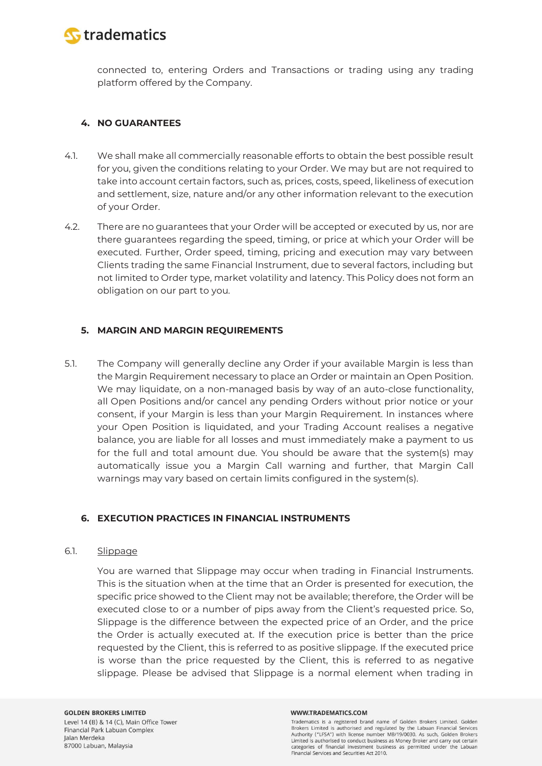connected to, entering Orders and Transactions or trading using any trading platform offered by the Company.

## 4. NO GUARANTEES

4.1. We shall make all commercially reasonable efforts to obtain the best possible result for you, given the conditions relating to your Order. We may but are not required to take into account certain factors, such as, prices, costs, speed, likeliness of execution and settlement, size, nature and/or any other information relevant to the execution of your Order.

4.2. There are no guarantees that your Order will be accepted or executed by us, nor are there guarantees regarding the speed, timing, or price at which your Order will be executed. Further, Order speed, timing, pricing and execution may vary between Clients trading the same Financial Instrument, due to several factors, including but not limited to Order type, market volatility and latency. This Policy does not form an obligation on our part to you.

## 5. MARGIN AND MARGIN REQUIREMENTS

5.1. The Company will generally decline any Order if your available Margin is less than the Margin Requirement necessary to place an Order or maintain an Open Position. We may liquidate, on a non-managed basis by way of an auto-close functionality, all Open Positions and/or cancel any pending Orders without prior notice or your consent, if your Margin is less than your Margin Requirement. In instances where your Open Position is liquidated, and your Trading Account realises a negative balance, you are liable for all losses and must immediately make a payment to us for the full and total amount due. You should be aware that the system(s) may automatically issue you a Margin Call warning and further, that Margin Call warnings may vary based on certain limits configured in the system(s).

## 6. EXECUTION PRACTICES IN FINANCIAL INSTRUMENTS

6.1. Slippage

You are warned that Slippage may occur when trading in Financial Instruments. This is the situation when at the time that an Order is presented for execution, the specific price showed to the Client may not be available; therefore, the Order will be executed close to or a number of pips away from the Client's requested price. So, Slippage is the difference between the expected price of an Order, and the price the Order is actually executed at. If the execution price is better than the price requested by the Client, this is referred to as positive slippage. If the executed price is worse than the price requested by the Client, this is referred to as negative slippage. Please be advised that Slippage is a normal element when trading in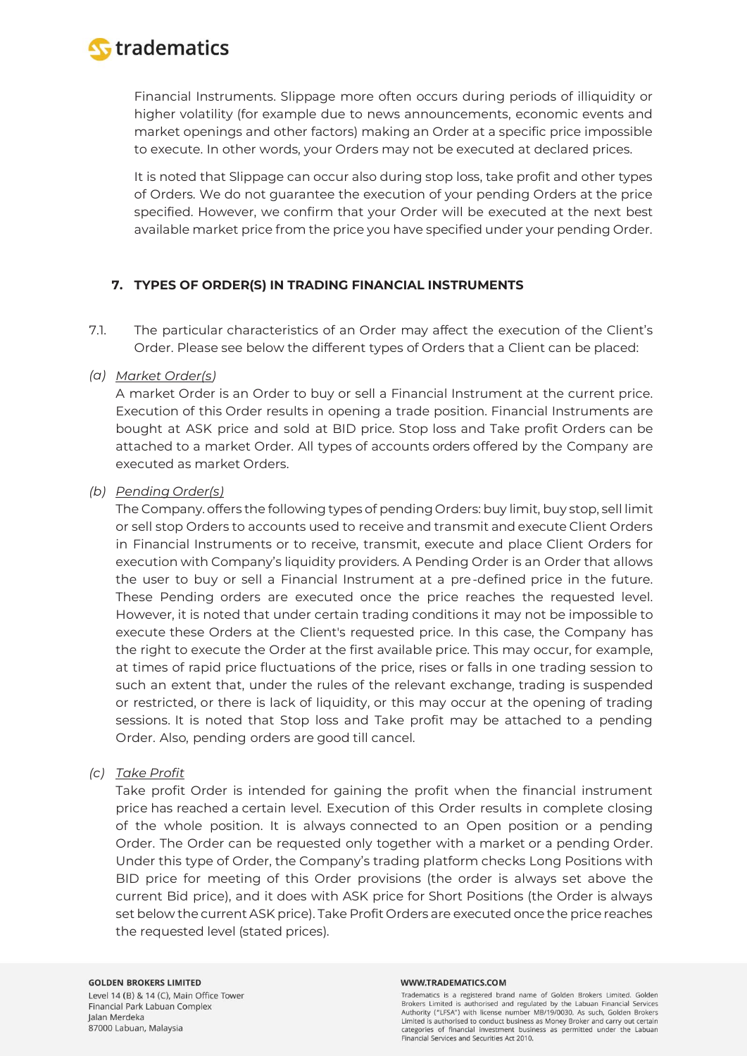Financial Instruments. Slippage more often occurs during periods of illiquidity or higher volatility (for example due to news announcements, economic events and market openings and other factors) making an Order at a specific price impossible to execute. In other words, your Orders may not be executed at declared prices.

It is noted that Slippage can occur also during stop loss, take profit and other types of Orders. We do not guarantee the execution of your pending Orders at the price specified. However, we confirm that your Order will be executed at the next best available market price from the price you have specified under your pending Order.

## 7. TYPES OF ORDER(S) IN TRADING FINANCIAL INSTRUMENTS

7.1. The particular characteristics of an Order may affect the execution of the Client's Order. Please see below the different types of Orders that a Client can be placed:

*(a)* *Market Order(s)*

A market Order is an Order to buy or sell a Financial Instrument at the current price. Execution of this Order results in opening a trade position. Financial Instruments are bought at ASK price and sold at BID price. Stop loss and Take profit Orders can be attached to a market Order. All types of accounts orders offered by the Company are executed as market Orders.

*(b)* *Pending Order(s)*

The Company. offers the following types of pending Orders: buy limit, buy stop, sell limit or sell stop Orders to accounts used to receive and transmit and execute Client Orders in Financial Instruments or to receive, transmit, execute and place Client Orders for execution with Company's liquidity providers. A Pending Order is an Order that allows the user to buy or sell a Financial Instrument at a pre-defined price in the future. These Pending orders are executed once the price reaches the requested level. However, it is noted that under certain trading conditions it may not be impossible to execute these Orders at the Client's requested price. In this case, the Company has the right to execute the Order at the first available price. This may occur, for example, at times of rapid price fluctuations of the price, rises or falls in one trading session to such an extent that, under the rules of the relevant exchange, trading is suspended or restricted, or there is lack of liquidity, or this may occur at the opening of trading sessions. It is noted that Stop loss and Take profit may be attached to a pending Order. Also, pending orders are good till cancel.

*(c)* *Take Profit*

Take profit Order is intended for gaining the profit when the financial instrument price has reached a certain level. Execution of this Order results in complete closing of the whole position. It is always connected to an Open position or a pending Order. The Order can be requested only together with a market or a pending Order. Under this type of Order, the Company's trading platform checks Long Positions with BID price for meeting of this Order provisions (the order is always set above the current Bid price), and it does with ASK price for Short Positions (the Order is always set below the current ASK price). Take Profit Orders are executed once the price reaches the requested level (stated prices).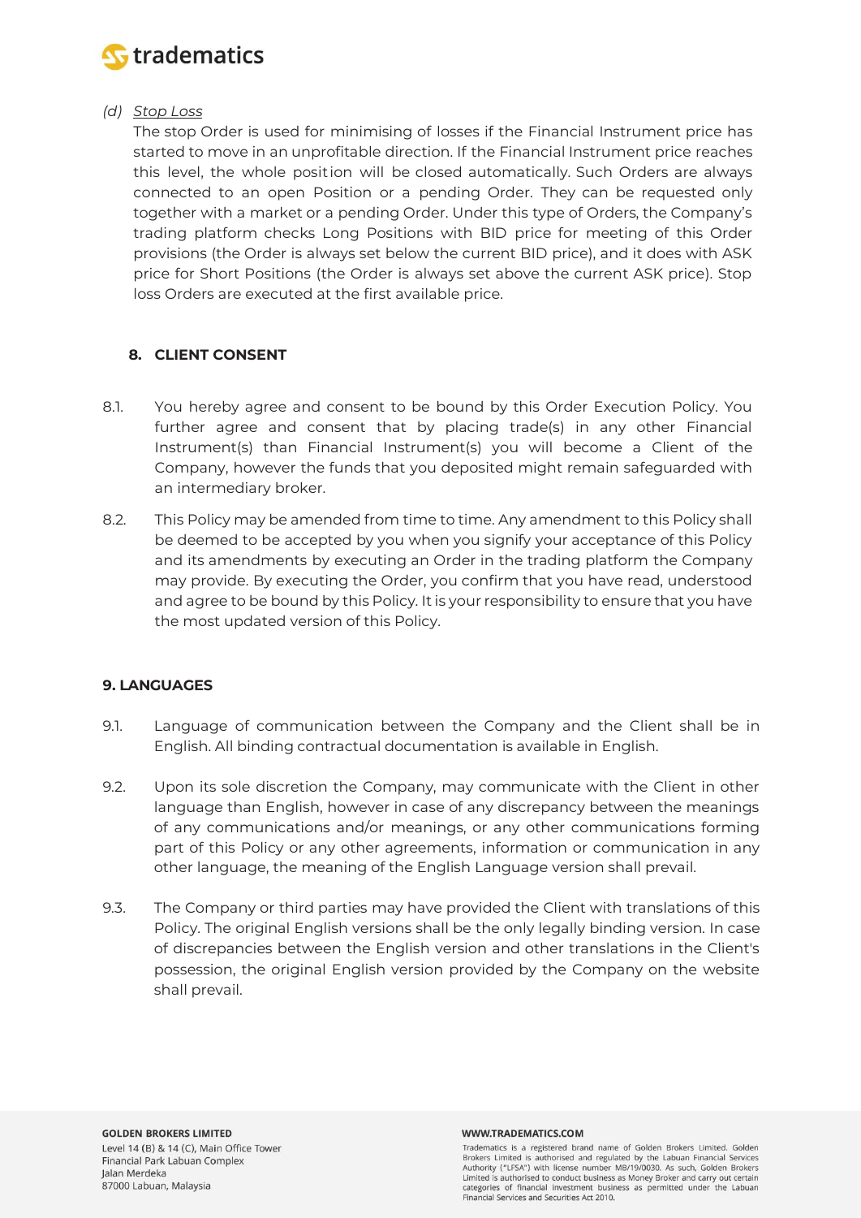*(d)* *Stop Loss*

The stop Order is used for minimising of losses if the Financial Instrument price has started to move in an unprofitable direction. If the Financial Instrument price reaches this level, the whole position will be closed automatically. Such Orders are always connected to an open Position or a pending Order. They can be requested only together with a market or a pending Order. Under this type of Orders, the Company's trading platform checks Long Positions with BID price for meeting of this Order provisions (the Order is always set below the current BID price), and it does with ASK price for Short Positions (the Order is always set above the current ASK price). Stop loss Orders are executed at the first available price.

## 8. CLIENT CONSENT

8.1. You hereby agree and consent to be bound by this Order Execution Policy. You further agree and consent that by placing trade(s) in any other Financial Instrument(s) than Financial Instrument(s) you will become a Client of the Company, however the funds that you deposited might remain safeguarded with an intermediary broker.

8.2. This Policy may be amended from time to time. Any amendment to this Policy shall be deemed to be accepted by you when you signify your acceptance of this Policy and its amendments by executing an Order in the trading platform the Company may provide. By executing the Order, you confirm that you have read, understood and agree to be bound by this Policy. It is your responsibility to ensure that you have the most updated version of this Policy.

## 9. LANGUAGES

9.1. Language of communication between the Company and the Client shall be in English. All binding contractual documentation is available in English.

9.2. Upon its sole discretion the Company, may communicate with the Client in other language than English, however in case of any discrepancy between the meanings of any communications and/or meanings, or any other communications forming part of this Policy or any other agreements, information or communication in any other language, the meaning of the English Language version shall prevail.

9.3. The Company or third parties may have provided the Client with translations of this Policy. The original English versions shall be the only legally binding version. In case of discrepancies between the English version and other translations in the Client's possession, the original English version provided by the Company on the website shall prevail.